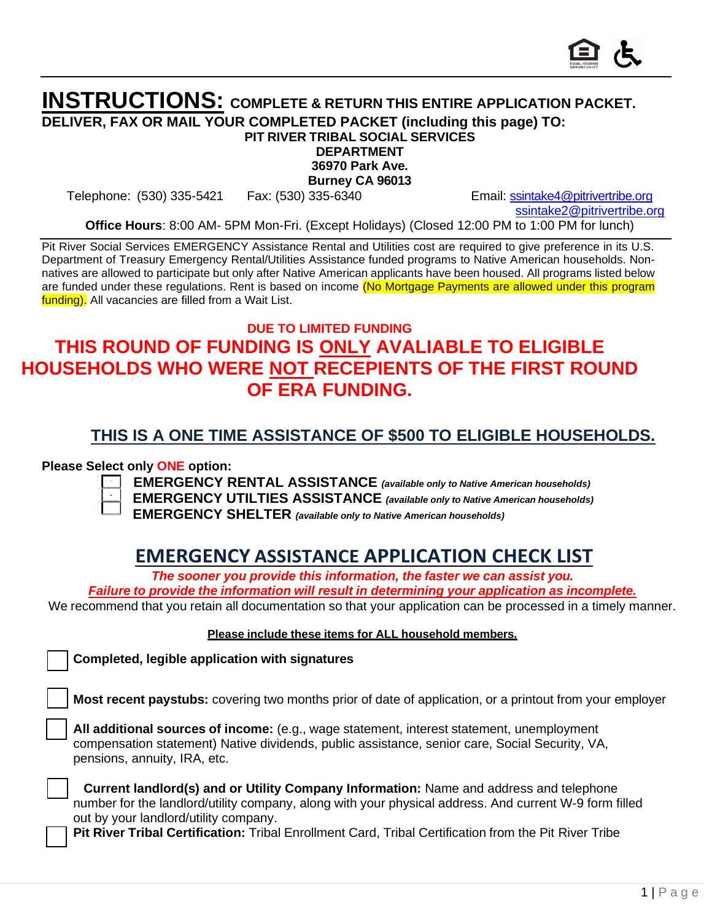# INSTRUCTIONS: COMPLETE & RETURN THIS ENTIRE APPLICATION PACKET.

**DELIVER, FAX OR MAIL YOUR COMPLETED PACKET (including this page) TO:**

**PIT RIVER TRIBAL SOCIAL SERVICES DEPARTMENT**
**36970 Park Ave.**
**Burney CA 96013**

Telephone: (530) 335-5421 Fax: (530) 335-6340 Email: ssintake4@pitrivertribe.org ssintake2@pitrivertribe.org

**Office Hours**: 8:00 AM- 5PM Mon-Fri. (Except Holidays) (Closed 12:00 PM to 1:00 PM for lunch)

Pit River Social Services EMERGENCY Assistance Rental and Utilities cost are required to give preference in its U.S. Department of Treasury Emergency Rental/Utilities Assistance funded programs to Native American households. Non-natives are allowed to participate but only after Native American applicants have been housed. All programs listed below are funded under these regulations. Rent is based on income (No Mortgage Payments are allowed under this program funding). All vacancies are filled from a Wait List.

**DUE TO LIMITED FUNDING**

## THIS ROUND OF FUNDING IS ONLY AVALIABLE TO ELIGIBLE HOUSEHOLDS WHO WERE NOT RECEPIENTS OF THE FIRST ROUND OF ERA FUNDING.

## THIS IS A ONE TIME ASSISTANCE OF $500 TO ELIGIBLE HOUSEHOLDS.

**Please Select only ONE option:**

- ☐ **EMERGENCY RENTAL ASSISTANCE** ***(available only to Native American households)***
- ☐ **EMERGENCY UTILTIES ASSISTANCE** ***(available only to Native American households)***
- ☐ **EMERGENCY SHELTER** ***(available only to Native American households)***

## EMERGENCY ASSISTANCE APPLICATION CHECK LIST

***The sooner you provide this information, the faster we can assist you.***
***Failure to provide the information will result in determining your application as incomplete.***

We recommend that you retain all documentation so that your application can be processed in a timely manner.

**Please include these items for ALL household members.**

- ☐ **Completed, legible application with signatures**
- ☐ **Most recent paystubs:** covering two months prior of date of application, or a printout from your employer
- ☐ **All additional sources of income:** (e.g., wage statement, interest statement, unemployment compensation statement) Native dividends, public assistance, senior care, Social Security, VA, pensions, annuity, IRA, etc.
- ☐ **Current landlord(s) and or Utility Company Information:** Name and address and telephone number for the landlord/utility company, along with your physical address. And current W-9 form filled out by your landlord/utility company.
- ☐ **Pit River Tribal Certification:** Tribal Enrollment Card, Tribal Certification from the Pit River Tribe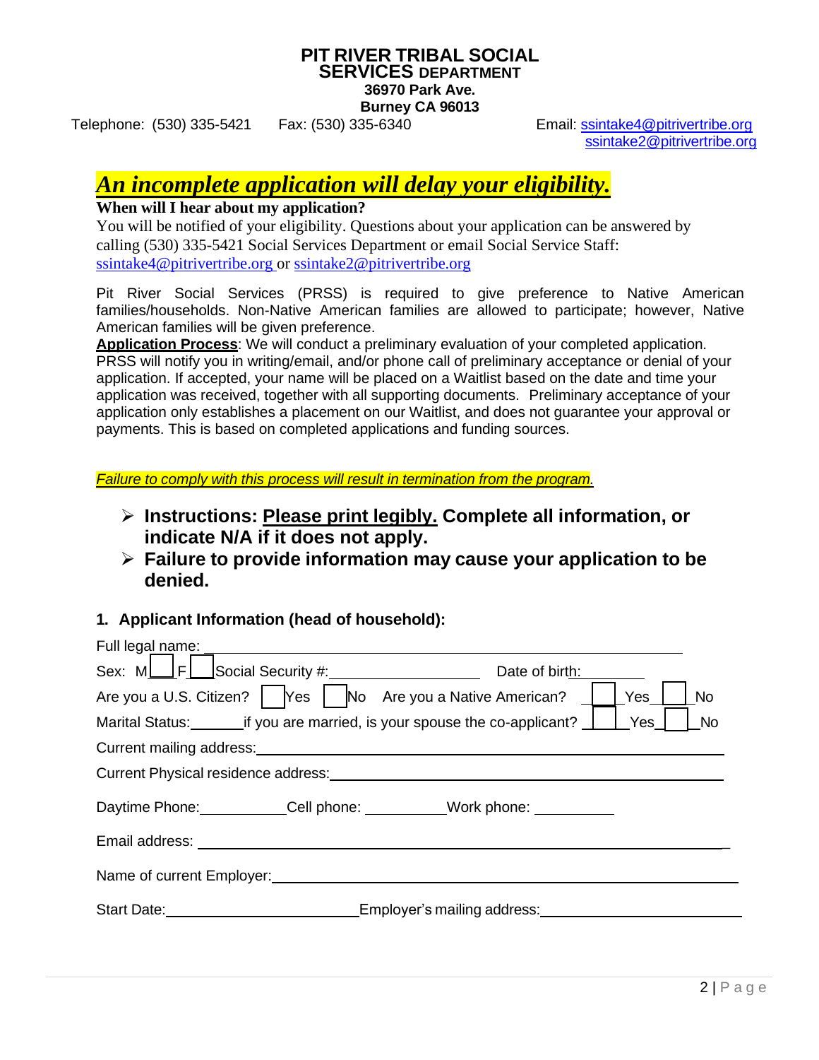# PIT RIVER TRIBAL SOCIAL SERVICES DEPARTMENT

**36970 Park Ave.**
**Burney CA 96013**

Telephone: (530) 335-5421 Fax: (530) 335-6340 Email: ssintake4@pitrivertribe.org ssintake2@pitrivertribe.org

## *An incomplete application will delay your eligibility.*

**When will I hear about my application?**

You will be notified of your eligibility. Questions about your application can be answered by calling (530) 335-5421 Social Services Department or email Social Service Staff: ssintake4@pitrivertribe.org or ssintake2@pitrivertribe.org

Pit River Social Services (PRSS) is required to give preference to Native American families/households. Non-Native American families are allowed to participate; however, Native American families will be given preference.

**Application Process**: We will conduct a preliminary evaluation of your completed application. PRSS will notify you in writing/email, and/or phone call of preliminary acceptance or denial of your application. If accepted, your name will be placed on a Waitlist based on the date and time your application was received, together with all supporting documents. Preliminary acceptance of your application only establishes a placement on our Waitlist, and does not guarantee your approval or payments. This is based on completed applications and funding sources.

*Failure to comply with this process will result in termination from the program.*

- **Instructions: Please print legibly. Complete all information, or indicate N/A if it does not apply.**
- **Failure to provide information may cause your application to be denied.**

### 1. Applicant Information (head of household):

Full legal name: ______________________________________________

Sex: M☐ F☐ Social Security #: ____________________ Date of birth: __________

Are you a U.S. Citizen? ☐ Yes ☐ No Are you a Native American? ☐ Yes ☐ No

Marital Status: _______ if you are married, is your spouse the co-applicant? ☐ Yes ☐ No

Current mailing address: ______________________________________________

Current Physical residence address: ______________________________________________

Daytime Phone: ___________ Cell phone: __________ Work phone: __________

Email address: ______________________________________________

Name of current Employer: ______________________________________________

Start Date: ______________________ Employer's mailing address: ______________________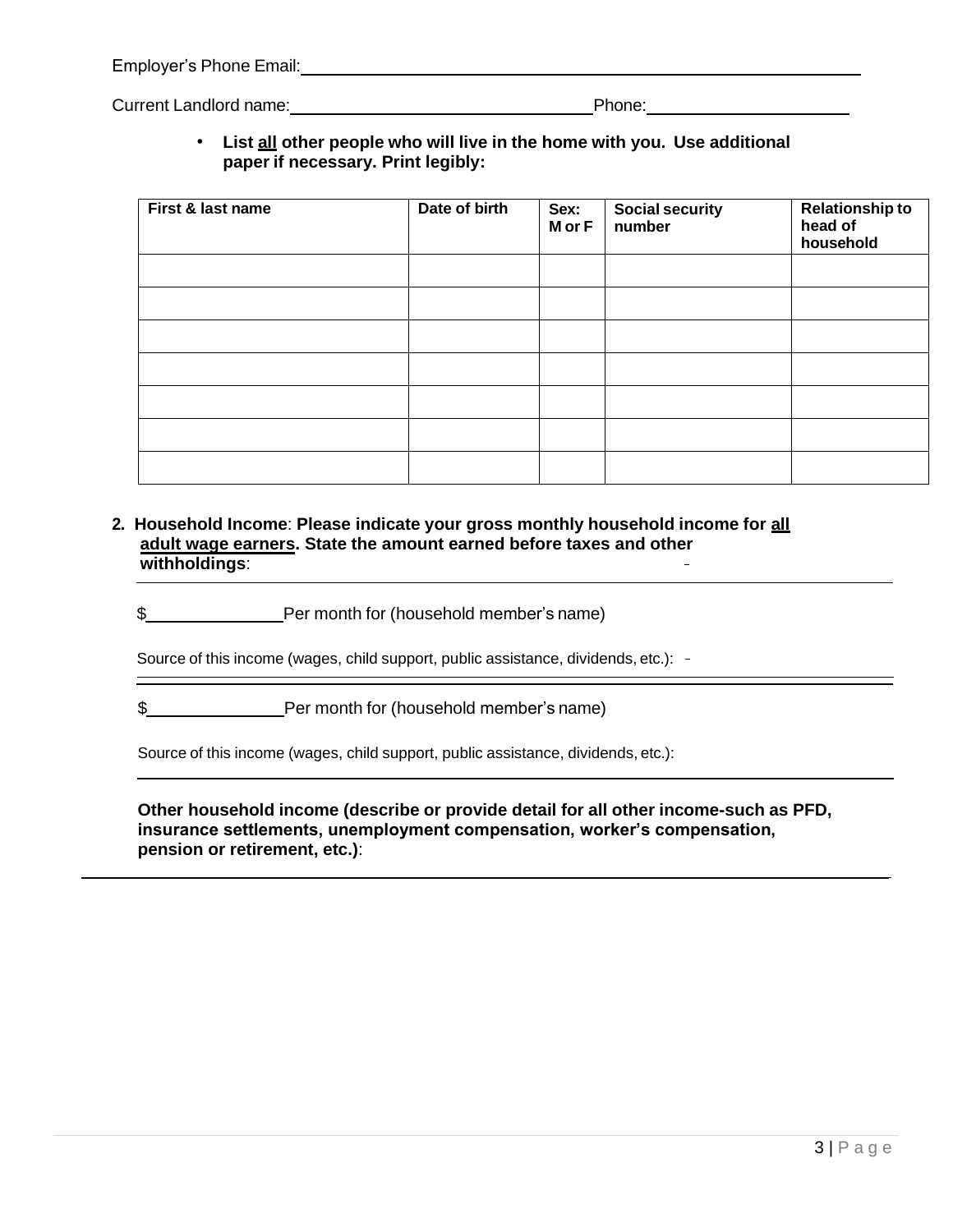Employer's Phone Email: ______________________________________________

Current Landlord name: ______________________________ Phone: ____________________

- **List <u>all</u> other people who will live in the home with you. Use additional paper if necessary. Print legibly:**

| First & last name | Date of birth | Sex: M or F | Social security number | Relationship to head of household |
|---|---|---|---|---|
| | | | | |
| | | | | |
| | | | | |
| | | | | |
| | | | | |
| | | | | |
| | | | | |

**2. Household Income**: **Please indicate your gross monthly household income for <u>all adult wage earners</u>. State the amount earned before taxes and other withholdings**:

______________________________________________

$______________ Per month for (household member's name)

Source of this income (wages, child support, public assistance, dividends, etc.):

______________________________________________

$______________ Per month for (household member's name)

Source of this income (wages, child support, public assistance, dividends, etc.):

______________________________________________

**Other household income (describe or provide detail for all other income-such as PFD, insurance settlements, unemployment compensation, worker's compensation, pension or retirement, etc.)**:

______________________________________________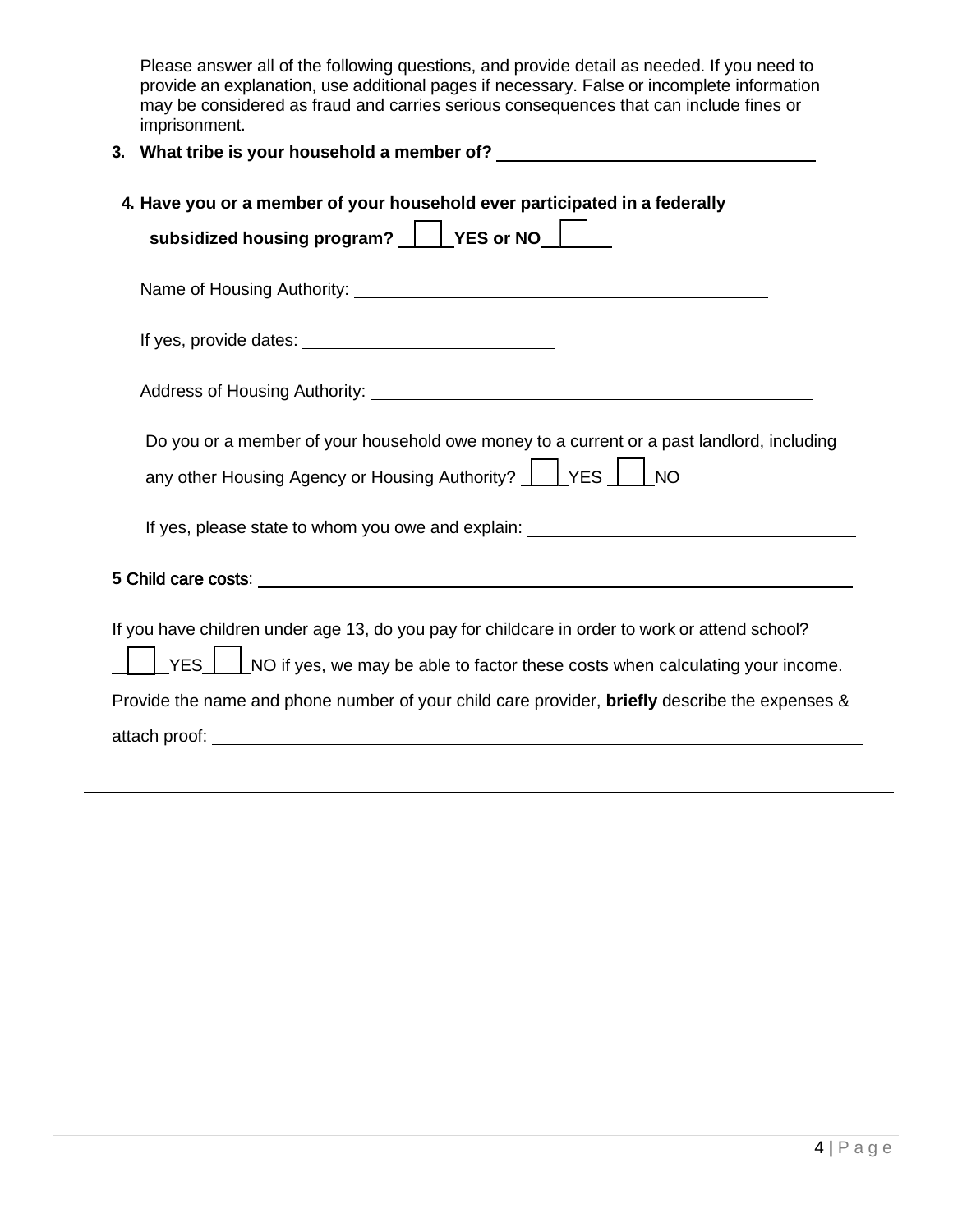Please answer all of the following questions, and provide detail as needed. If you need to provide an explanation, use additional pages if necessary. False or incomplete information may be considered as fraud and carries serious consequences that can include fines or imprisonment.

**3. What tribe is your household a member of?** ______________________________

**4. Have you or a member of your household ever participated in a federally subsidized housing program?** ☐ **YES or NO** ☐

Name of Housing Authority: ______________________________

If yes, provide dates: ______________________________

Address of Housing Authority: ______________________________

Do you or a member of your household owe money to a current or a past landlord, including any other Housing Agency or Housing Authority? ☐ YES ☐ NO

If yes, please state to whom you owe and explain: ______________________________

**5** Child care costs: ______________________________

If you have children under age 13, do you pay for childcare in order to work or attend school?

☐ YES ☐ NO if yes, we may be able to factor these costs when calculating your income.

Provide the name and phone number of your child care provider, **briefly** describe the expenses & attach proof: ______________________________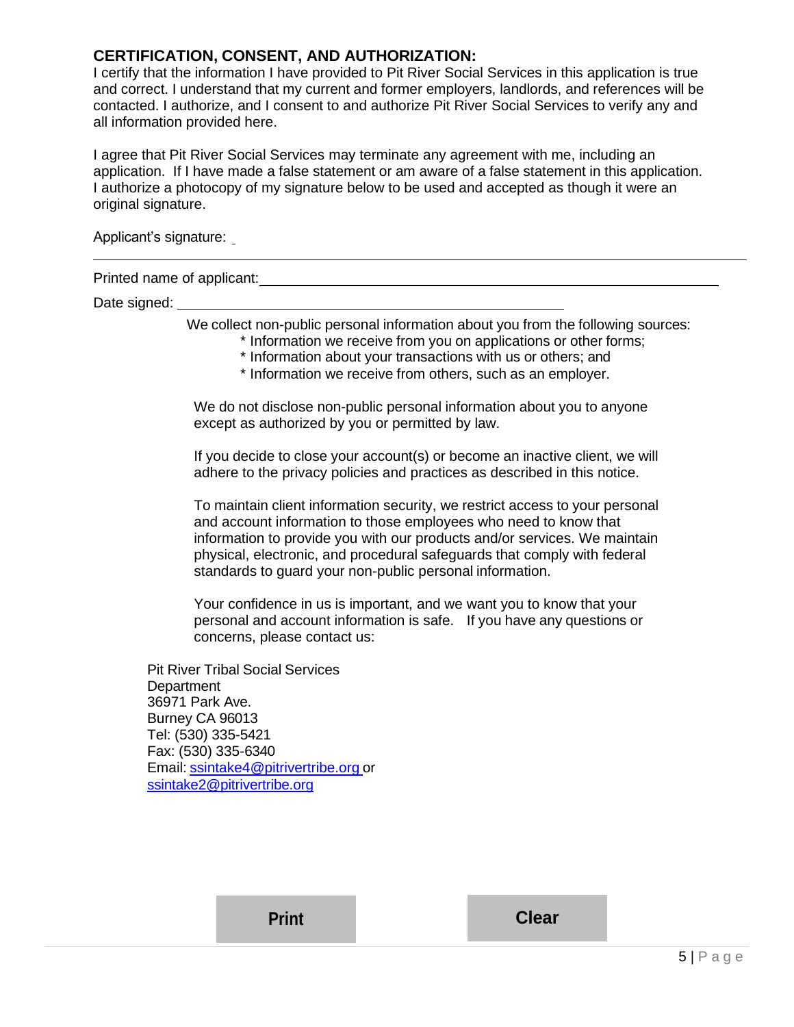## CERTIFICATION, CONSENT, AND AUTHORIZATION:

I certify that the information I have provided to Pit River Social Services in this application is true and correct. I understand that my current and former employers, landlords, and references will be contacted. I authorize, and I consent to and authorize Pit River Social Services to verify any and all information provided here.

I agree that Pit River Social Services may terminate any agreement with me, including an application. If I have made a false statement or am aware of a false statement in this application. I authorize a photocopy of my signature below to be used and accepted as though it were an original signature.

Applicant's signature: ______________________________

Printed name of applicant: ______________________________

Date signed: ______________________________

We collect non-public personal information about you from the following sources:

* Information we receive from you on applications or other forms;
* Information about your transactions with us or others; and
* Information we receive from others, such as an employer.

We do not disclose non-public personal information about you to anyone except as authorized by you or permitted by law.

If you decide to close your account(s) or become an inactive client, we will adhere to the privacy policies and practices as described in this notice.

To maintain client information security, we restrict access to your personal and account information to those employees who need to know that information to provide you with our products and/or services. We maintain physical, electronic, and procedural safeguards that comply with federal standards to guard your non-public personal information.

Your confidence in us is important, and we want you to know that your personal and account information is safe. If you have any questions or concerns, please contact us:

Pit River Tribal Social Services Department
36971 Park Ave.
Burney CA 96013
Tel: (530) 335-5421
Fax: (530) 335-6340
Email: ssintake4@pitrivertribe.org or ssintake2@pitrivertribe.org

Print

Clear